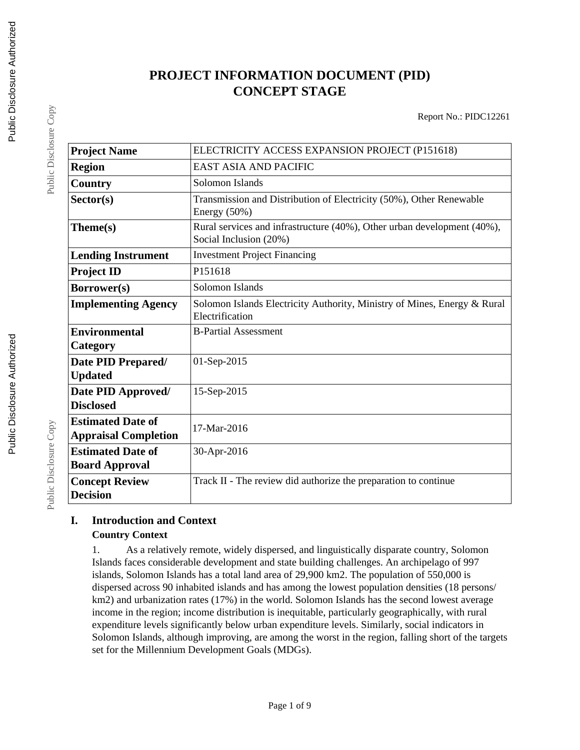# PROJECT INFORMATION DOCUMENT (PID)
# CONCEPT STAGE

Report No.: PIDC12261

| **Project Name** | ELECTRICITY ACCESS EXPANSION PROJECT (P151618) |
|---|---|
| **Region** | EAST ASIA AND PACIFIC |
| **Country** | Solomon Islands |
| **Sector(s)** | Transmission and Distribution of Electricity (50%), Other Renewable Energy (50%) |
| **Theme(s)** | Rural services and infrastructure (40%), Other urban development (40%), Social Inclusion (20%) |
| **Lending Instrument** | Investment Project Financing |
| **Project ID** | P151618 |
| **Borrower(s)** | Solomon Islands |
| **Implementing Agency** | Solomon Islands Electricity Authority, Ministry of Mines, Energy & Rural Electrification |
| **Environmental Category** | B-Partial Assessment |
| **Date PID Prepared/ Updated** | 01-Sep-2015 |
| **Date PID Approved/ Disclosed** | 15-Sep-2015 |
| **Estimated Date of Appraisal Completion** | 17-Mar-2016 |
| **Estimated Date of Board Approval** | 30-Apr-2016 |
| **Concept Review Decision** | Track II - The review did authorize the preparation to continue |

## I. Introduction and Context

### Country Context

1. As a relatively remote, widely dispersed, and linguistically disparate country, Solomon Islands faces considerable development and state building challenges. An archipelago of 997 islands, Solomon Islands has a total land area of 29,900 km2. The population of 550,000 is dispersed across 90 inhabited islands and has among the lowest population densities (18 persons/ km2) and urbanization rates (17%) in the world. Solomon Islands has the second lowest average income in the region; income distribution is inequitable, particularly geographically, with rural expenditure levels significantly below urban expenditure levels. Similarly, social indicators in Solomon Islands, although improving, are among the worst in the region, falling short of the targets set for the Millennium Development Goals (MDGs).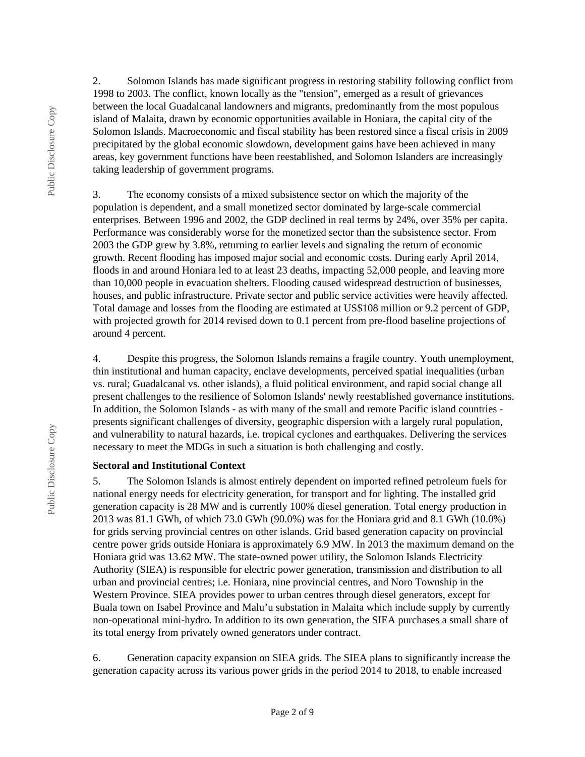2. Solomon Islands has made significant progress in restoring stability following conflict from 1998 to 2003. The conflict, known locally as the "tension", emerged as a result of grievances between the local Guadalcanal landowners and migrants, predominantly from the most populous island of Malaita, drawn by economic opportunities available in Honiara, the capital city of the Solomon Islands. Macroeconomic and fiscal stability has been restored since a fiscal crisis in 2009 precipitated by the global economic slowdown, development gains have been achieved in many areas, key government functions have been reestablished, and Solomon Islanders are increasingly taking leadership of government programs.

3. The economy consists of a mixed subsistence sector on which the majority of the population is dependent, and a small monetized sector dominated by large-scale commercial enterprises. Between 1996 and 2002, the GDP declined in real terms by 24%, over 35% per capita. Performance was considerably worse for the monetized sector than the subsistence sector. From 2003 the GDP grew by 3.8%, returning to earlier levels and signaling the return of economic growth. Recent flooding has imposed major social and economic costs. During early April 2014, floods in and around Honiara led to at least 23 deaths, impacting 52,000 people, and leaving more than 10,000 people in evacuation shelters. Flooding caused widespread destruction of businesses, houses, and public infrastructure. Private sector and public service activities were heavily affected. Total damage and losses from the flooding are estimated at US$108 million or 9.2 percent of GDP, with projected growth for 2014 revised down to 0.1 percent from pre-flood baseline projections of around 4 percent.

4. Despite this progress, the Solomon Islands remains a fragile country. Youth unemployment, thin institutional and human capacity, enclave developments, perceived spatial inequalities (urban vs. rural; Guadalcanal vs. other islands), a fluid political environment, and rapid social change all present challenges to the resilience of Solomon Islands' newly reestablished governance institutions. In addition, the Solomon Islands - as with many of the small and remote Pacific island countries - presents significant challenges of diversity, geographic dispersion with a largely rural population, and vulnerability to natural hazards, i.e. tropical cyclones and earthquakes. Delivering the services necessary to meet the MDGs in such a situation is both challenging and costly.

**Sectoral and Institutional Context**

5. The Solomon Islands is almost entirely dependent on imported refined petroleum fuels for national energy needs for electricity generation, for transport and for lighting. The installed grid generation capacity is 28 MW and is currently 100% diesel generation. Total energy production in 2013 was 81.1 GWh, of which 73.0 GWh (90.0%) was for the Honiara grid and 8.1 GWh (10.0%) for grids serving provincial centres on other islands. Grid based generation capacity on provincial centre power grids outside Honiara is approximately 6.9 MW. In 2013 the maximum demand on the Honiara grid was 13.62 MW. The state-owned power utility, the Solomon Islands Electricity Authority (SIEA) is responsible for electric power generation, transmission and distribution to all urban and provincial centres; i.e. Honiara, nine provincial centres, and Noro Township in the Western Province. SIEA provides power to urban centres through diesel generators, except for Buala town on Isabel Province and Malu'u substation in Malaita which include supply by currently non-operational mini-hydro. In addition to its own generation, the SIEA purchases a small share of its total energy from privately owned generators under contract.

6. Generation capacity expansion on SIEA grids. The SIEA plans to significantly increase the generation capacity across its various power grids in the period 2014 to 2018, to enable increased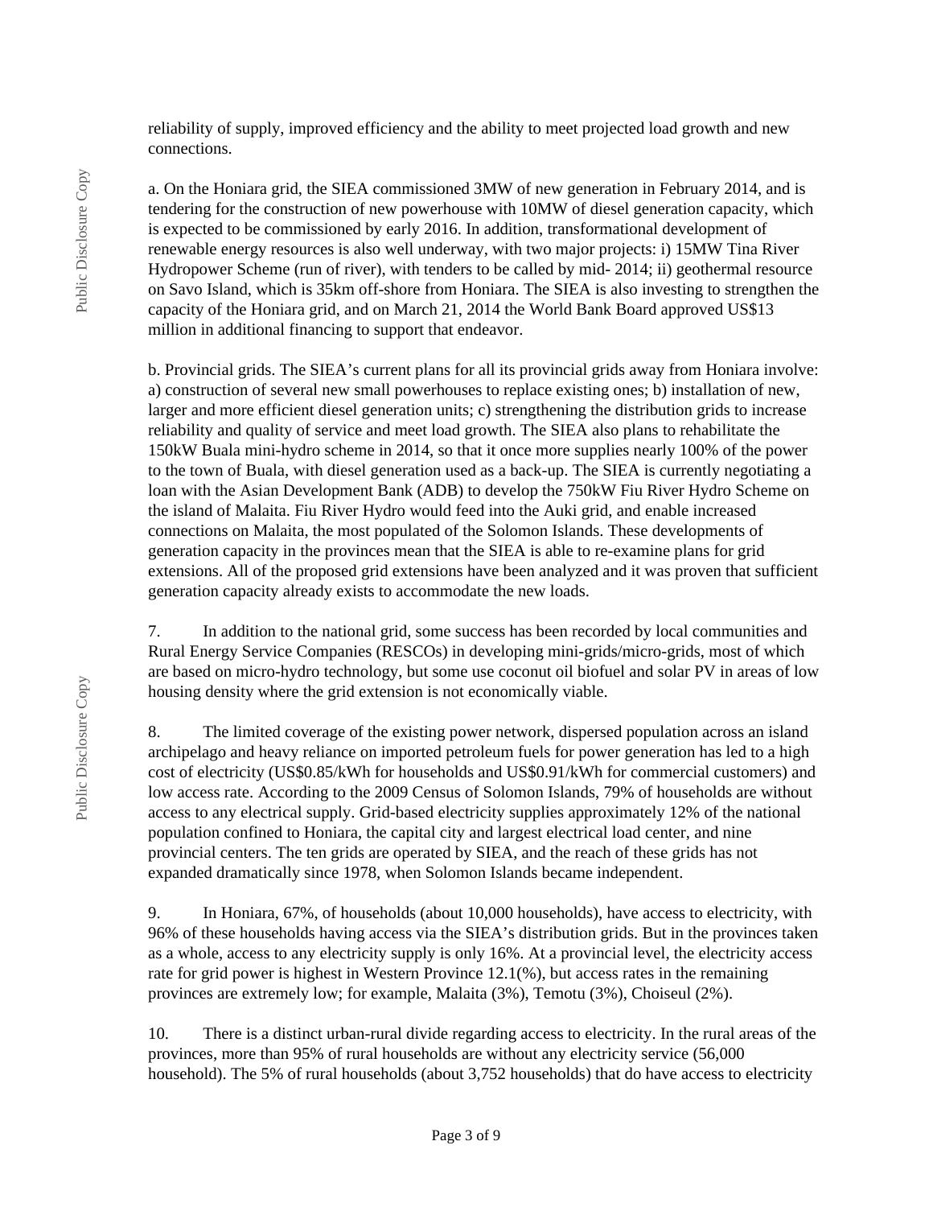reliability of supply, improved efficiency and the ability to meet projected load growth and new connections.

a. On the Honiara grid, the SIEA commissioned 3MW of new generation in February 2014, and is tendering for the construction of new powerhouse with 10MW of diesel generation capacity, which is expected to be commissioned by early 2016. In addition, transformational development of renewable energy resources is also well underway, with two major projects: i) 15MW Tina River Hydropower Scheme (run of river), with tenders to be called by mid- 2014; ii) geothermal resource on Savo Island, which is 35km off-shore from Honiara. The SIEA is also investing to strengthen the capacity of the Honiara grid, and on March 21, 2014 the World Bank Board approved US$13 million in additional financing to support that endeavor.

b. Provincial grids. The SIEA's current plans for all its provincial grids away from Honiara involve: a) construction of several new small powerhouses to replace existing ones; b) installation of new, larger and more efficient diesel generation units; c) strengthening the distribution grids to increase reliability and quality of service and meet load growth. The SIEA also plans to rehabilitate the 150kW Buala mini-hydro scheme in 2014, so that it once more supplies nearly 100% of the power to the town of Buala, with diesel generation used as a back-up. The SIEA is currently negotiating a loan with the Asian Development Bank (ADB) to develop the 750kW Fiu River Hydro Scheme on the island of Malaita. Fiu River Hydro would feed into the Auki grid, and enable increased connections on Malaita, the most populated of the Solomon Islands. These developments of generation capacity in the provinces mean that the SIEA is able to re-examine plans for grid extensions. All of the proposed grid extensions have been analyzed and it was proven that sufficient generation capacity already exists to accommodate the new loads.

7. In addition to the national grid, some success has been recorded by local communities and Rural Energy Service Companies (RESCOs) in developing mini-grids/micro-grids, most of which are based on micro-hydro technology, but some use coconut oil biofuel and solar PV in areas of low housing density where the grid extension is not economically viable.

8. The limited coverage of the existing power network, dispersed population across an island archipelago and heavy reliance on imported petroleum fuels for power generation has led to a high cost of electricity (US$0.85/kWh for households and US$0.91/kWh for commercial customers) and low access rate. According to the 2009 Census of Solomon Islands, 79% of households are without access to any electrical supply. Grid-based electricity supplies approximately 12% of the national population confined to Honiara, the capital city and largest electrical load center, and nine provincial centers. The ten grids are operated by SIEA, and the reach of these grids has not expanded dramatically since 1978, when Solomon Islands became independent.

9. In Honiara, 67%, of households (about 10,000 households), have access to electricity, with 96% of these households having access via the SIEA's distribution grids. But in the provinces taken as a whole, access to any electricity supply is only 16%. At a provincial level, the electricity access rate for grid power is highest in Western Province 12.1(%), but access rates in the remaining provinces are extremely low; for example, Malaita (3%), Temotu (3%), Choiseul (2%).

10. There is a distinct urban-rural divide regarding access to electricity. In the rural areas of the provinces, more than 95% of rural households are without any electricity service (56,000 household). The 5% of rural households (about 3,752 households) that do have access to electricity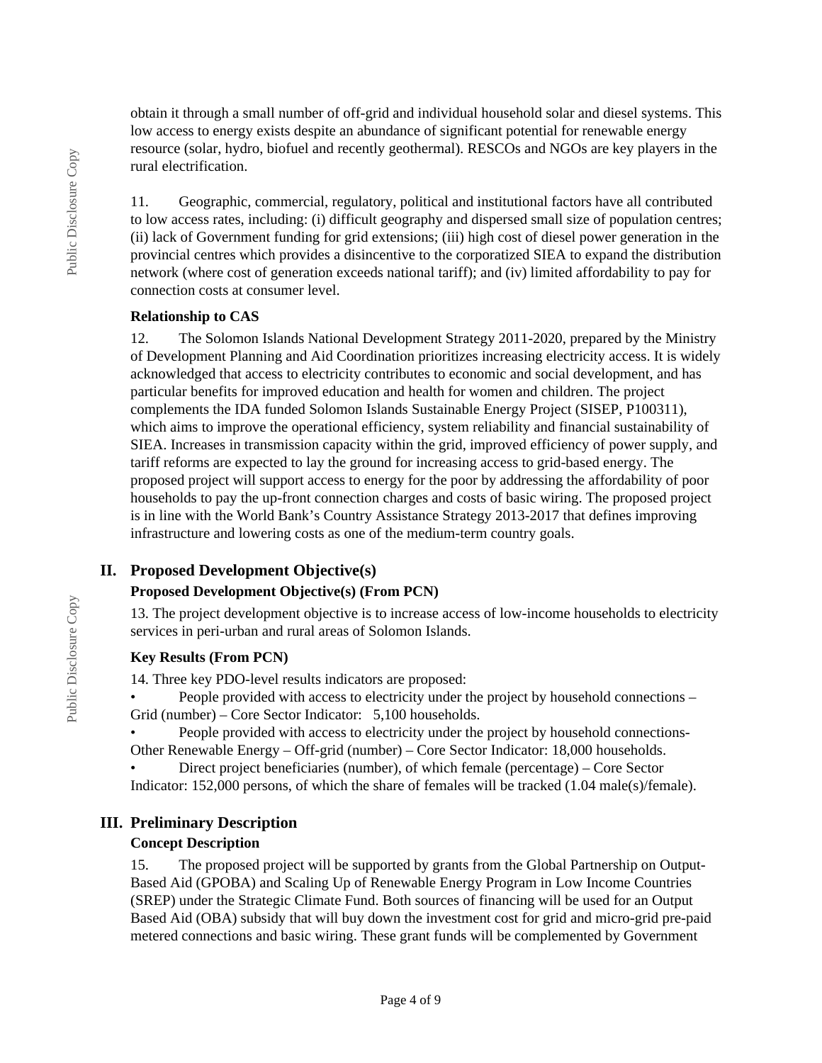obtain it through a small number of off-grid and individual household solar and diesel systems. This low access to energy exists despite an abundance of significant potential for renewable energy resource (solar, hydro, biofuel and recently geothermal). RESCOs and NGOs are key players in the rural electrification.

11. Geographic, commercial, regulatory, political and institutional factors have all contributed to low access rates, including: (i) difficult geography and dispersed small size of population centres; (ii) lack of Government funding for grid extensions; (iii) high cost of diesel power generation in the provincial centres which provides a disincentive to the corporatized SIEA to expand the distribution network (where cost of generation exceeds national tariff); and (iv) limited affordability to pay for connection costs at consumer level.

**Relationship to CAS**

12. The Solomon Islands National Development Strategy 2011-2020, prepared by the Ministry of Development Planning and Aid Coordination prioritizes increasing electricity access. It is widely acknowledged that access to electricity contributes to economic and social development, and has particular benefits for improved education and health for women and children. The project complements the IDA funded Solomon Islands Sustainable Energy Project (SISEP, P100311), which aims to improve the operational efficiency, system reliability and financial sustainability of SIEA. Increases in transmission capacity within the grid, improved efficiency of power supply, and tariff reforms are expected to lay the ground for increasing access to grid-based energy. The proposed project will support access to energy for the poor by addressing the affordability of poor households to pay the up-front connection charges and costs of basic wiring. The proposed project is in line with the World Bank's Country Assistance Strategy 2013-2017 that defines improving infrastructure and lowering costs as one of the medium-term country goals.

## II. Proposed Development Objective(s)

### Proposed Development Objective(s) (From PCN)

13. The project development objective is to increase access of low-income households to electricity services in peri-urban and rural areas of Solomon Islands.

### Key Results (From PCN)

14. Three key PDO-level results indicators are proposed:

- People provided with access to electricity under the project by household connections – Grid (number) – Core Sector Indicator: 5,100 households.
- People provided with access to electricity under the project by household connections- Other Renewable Energy – Off-grid (number) – Core Sector Indicator: 18,000 households.
- Direct project beneficiaries (number), of which female (percentage) – Core Sector Indicator: 152,000 persons, of which the share of females will be tracked (1.04 male(s)/female).

## III. Preliminary Description

### Concept Description

15. The proposed project will be supported by grants from the Global Partnership on Output-Based Aid (GPOBA) and Scaling Up of Renewable Energy Program in Low Income Countries (SREP) under the Strategic Climate Fund. Both sources of financing will be used for an Output Based Aid (OBA) subsidy that will buy down the investment cost for grid and micro-grid pre-paid metered connections and basic wiring. These grant funds will be complemented by Government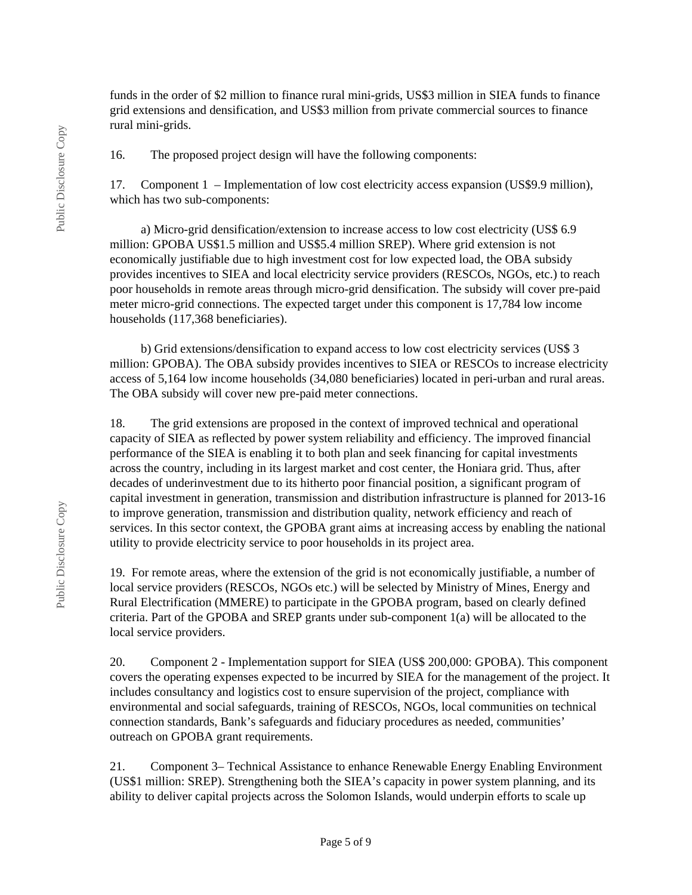funds in the order of $2 million to finance rural mini-grids, US$3 million in SIEA funds to finance grid extensions and densification, and US$3 million from private commercial sources to finance rural mini-grids.

16. The proposed project design will have the following components:

17. Component 1 – Implementation of low cost electricity access expansion (US$9.9 million), which has two sub-components:

a) Micro-grid densification/extension to increase access to low cost electricity (US$ 6.9 million: GPOBA US$1.5 million and US$5.4 million SREP). Where grid extension is not economically justifiable due to high investment cost for low expected load, the OBA subsidy provides incentives to SIEA and local electricity service providers (RESCOs, NGOs, etc.) to reach poor households in remote areas through micro-grid densification. The subsidy will cover pre-paid meter micro-grid connections. The expected target under this component is 17,784 low income households (117,368 beneficiaries).

b) Grid extensions/densification to expand access to low cost electricity services (US$ 3 million: GPOBA). The OBA subsidy provides incentives to SIEA or RESCOs to increase electricity access of 5,164 low income households (34,080 beneficiaries) located in peri-urban and rural areas. The OBA subsidy will cover new pre-paid meter connections.

18. The grid extensions are proposed in the context of improved technical and operational capacity of SIEA as reflected by power system reliability and efficiency. The improved financial performance of the SIEA is enabling it to both plan and seek financing for capital investments across the country, including in its largest market and cost center, the Honiara grid. Thus, after decades of underinvestment due to its hitherto poor financial position, a significant program of capital investment in generation, transmission and distribution infrastructure is planned for 2013-16 to improve generation, transmission and distribution quality, network efficiency and reach of services. In this sector context, the GPOBA grant aims at increasing access by enabling the national utility to provide electricity service to poor households in its project area.

19. For remote areas, where the extension of the grid is not economically justifiable, a number of local service providers (RESCOs, NGOs etc.) will be selected by Ministry of Mines, Energy and Rural Electrification (MMERE) to participate in the GPOBA program, based on clearly defined criteria. Part of the GPOBA and SREP grants under sub-component 1(a) will be allocated to the local service providers.

20. Component 2 - Implementation support for SIEA (US$ 200,000: GPOBA). This component covers the operating expenses expected to be incurred by SIEA for the management of the project. It includes consultancy and logistics cost to ensure supervision of the project, compliance with environmental and social safeguards, training of RESCOs, NGOs, local communities on technical connection standards, Bank's safeguards and fiduciary procedures as needed, communities' outreach on GPOBA grant requirements.

21. Component 3– Technical Assistance to enhance Renewable Energy Enabling Environment (US$1 million: SREP). Strengthening both the SIEA's capacity in power system planning, and its ability to deliver capital projects across the Solomon Islands, would underpin efforts to scale up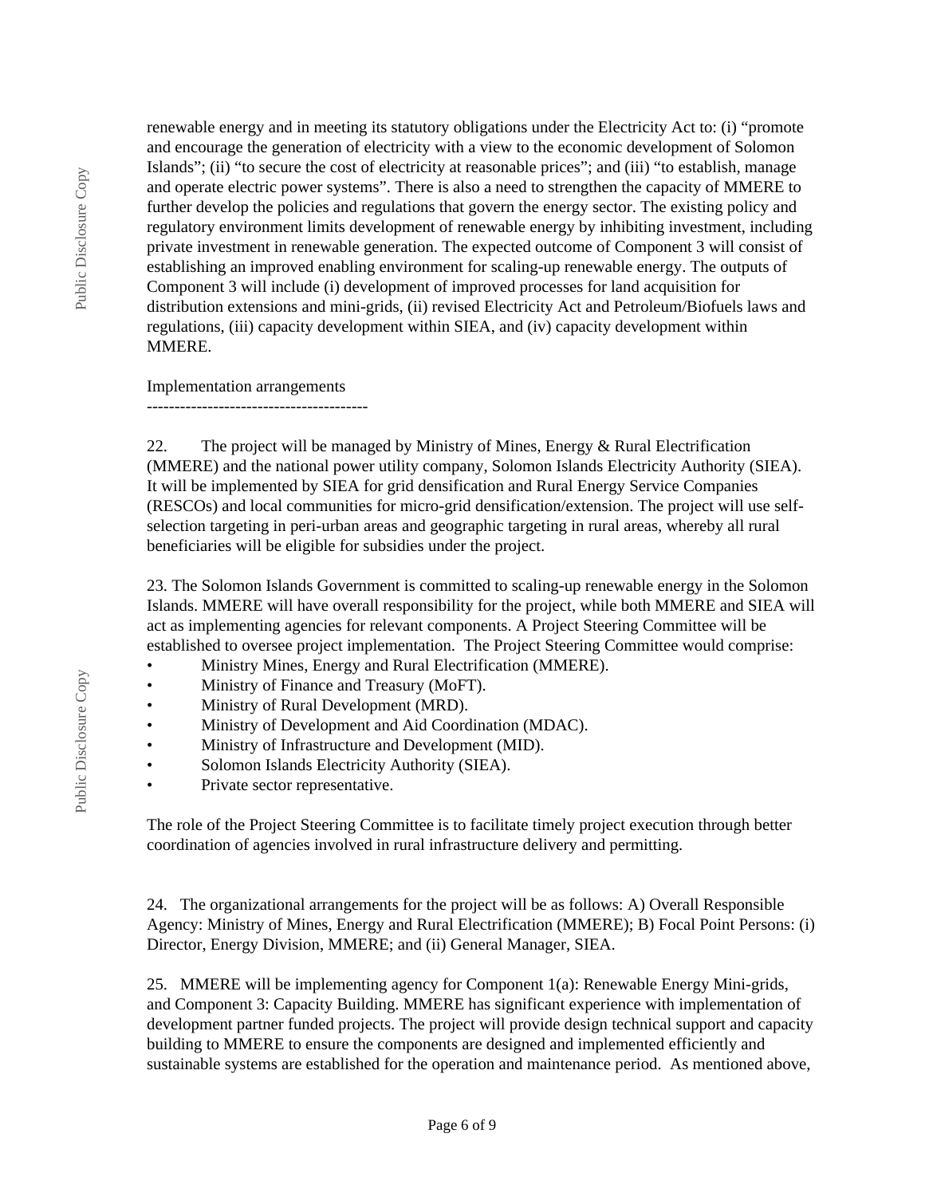renewable energy and in meeting its statutory obligations under the Electricity Act to: (i) "promote and encourage the generation of electricity with a view to the economic development of Solomon Islands"; (ii) "to secure the cost of electricity at reasonable prices"; and (iii) "to establish, manage and operate electric power systems". There is also a need to strengthen the capacity of MMERE to further develop the policies and regulations that govern the energy sector. The existing policy and regulatory environment limits development of renewable energy by inhibiting investment, including private investment in renewable generation. The expected outcome of Component 3 will consist of establishing an improved enabling environment for scaling-up renewable energy. The outputs of Component 3 will include (i) development of improved processes for land acquisition for distribution extensions and mini-grids, (ii) revised Electricity Act and Petroleum/Biofuels laws and regulations, (iii) capacity development within SIEA, and (iv) capacity development within MMERE.

## Implementation arrangements

22. The project will be managed by Ministry of Mines, Energy & Rural Electrification (MMERE) and the national power utility company, Solomon Islands Electricity Authority (SIEA). It will be implemented by SIEA for grid densification and Rural Energy Service Companies (RESCOs) and local communities for micro-grid densification/extension. The project will use self-selection targeting in peri-urban areas and geographic targeting in rural areas, whereby all rural beneficiaries will be eligible for subsidies under the project.

23. The Solomon Islands Government is committed to scaling-up renewable energy in the Solomon Islands. MMERE will have overall responsibility for the project, while both MMERE and SIEA will act as implementing agencies for relevant components. A Project Steering Committee will be established to oversee project implementation. The Project Steering Committee would comprise:

- Ministry Mines, Energy and Rural Electrification (MMERE).
- Ministry of Finance and Treasury (MoFT).
- Ministry of Rural Development (MRD).
- Ministry of Development and Aid Coordination (MDAC).
- Ministry of Infrastructure and Development (MID).
- Solomon Islands Electricity Authority (SIEA).
- Private sector representative.

The role of the Project Steering Committee is to facilitate timely project execution through better coordination of agencies involved in rural infrastructure delivery and permitting.

24. The organizational arrangements for the project will be as follows: A) Overall Responsible Agency: Ministry of Mines, Energy and Rural Electrification (MMERE); B) Focal Point Persons: (i) Director, Energy Division, MMERE; and (ii) General Manager, SIEA.

25. MMERE will be implementing agency for Component 1(a): Renewable Energy Mini-grids, and Component 3: Capacity Building. MMERE has significant experience with implementation of development partner funded projects. The project will provide design technical support and capacity building to MMERE to ensure the components are designed and implemented efficiently and sustainable systems are established for the operation and maintenance period. As mentioned above,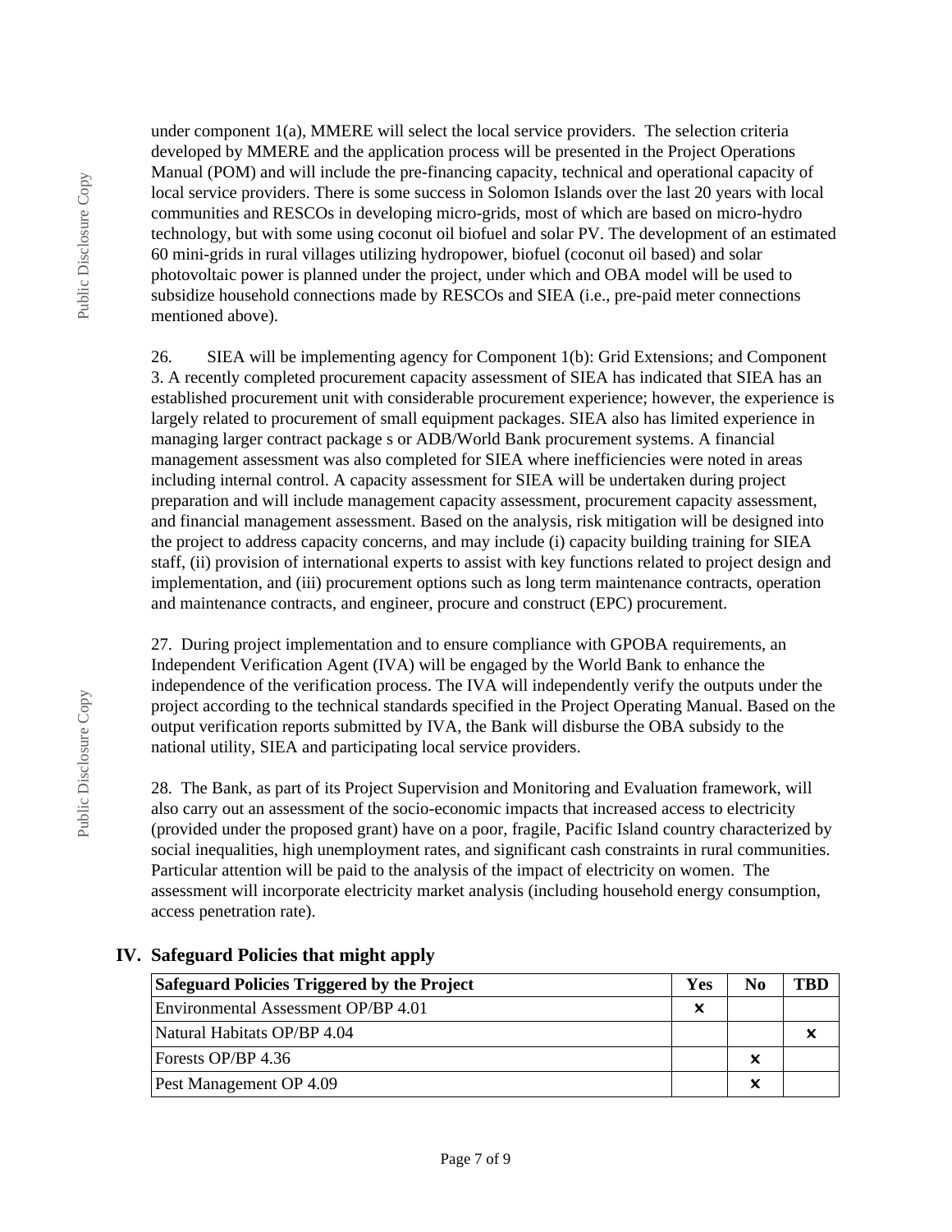under component 1(a), MMERE will select the local service providers. The selection criteria developed by MMERE and the application process will be presented in the Project Operations Manual (POM) and will include the pre-financing capacity, technical and operational capacity of local service providers. There is some success in Solomon Islands over the last 20 years with local communities and RESCOs in developing micro-grids, most of which are based on micro-hydro technology, but with some using coconut oil biofuel and solar PV. The development of an estimated 60 mini-grids in rural villages utilizing hydropower, biofuel (coconut oil based) and solar photovoltaic power is planned under the project, under which and OBA model will be used to subsidize household connections made by RESCOs and SIEA (i.e., pre-paid meter connections mentioned above).

26. SIEA will be implementing agency for Component 1(b): Grid Extensions; and Component 3. A recently completed procurement capacity assessment of SIEA has indicated that SIEA has an established procurement unit with considerable procurement experience; however, the experience is largely related to procurement of small equipment packages. SIEA also has limited experience in managing larger contract package s or ADB/World Bank procurement systems. A financial management assessment was also completed for SIEA where inefficiencies were noted in areas including internal control. A capacity assessment for SIEA will be undertaken during project preparation and will include management capacity assessment, procurement capacity assessment, and financial management assessment. Based on the analysis, risk mitigation will be designed into the project to address capacity concerns, and may include (i) capacity building training for SIEA staff, (ii) provision of international experts to assist with key functions related to project design and implementation, and (iii) procurement options such as long term maintenance contracts, operation and maintenance contracts, and engineer, procure and construct (EPC) procurement.

27. During project implementation and to ensure compliance with GPOBA requirements, an Independent Verification Agent (IVA) will be engaged by the World Bank to enhance the independence of the verification process. The IVA will independently verify the outputs under the project according to the technical standards specified in the Project Operating Manual. Based on the output verification reports submitted by IVA, the Bank will disburse the OBA subsidy to the national utility, SIEA and participating local service providers.

28. The Bank, as part of its Project Supervision and Monitoring and Evaluation framework, will also carry out an assessment of the socio-economic impacts that increased access to electricity (provided under the proposed grant) have on a poor, fragile, Pacific Island country characterized by social inequalities, high unemployment rates, and significant cash constraints in rural communities. Particular attention will be paid to the analysis of the impact of electricity on women. The assessment will incorporate electricity market analysis (including household energy consumption, access penetration rate).

## IV. Safeguard Policies that might apply

| Safeguard Policies Triggered by the Project | Yes | No | TBD |
|---|---|---|---|
| Environmental Assessment OP/BP 4.01 | x | | |
| Natural Habitats OP/BP 4.04 | | | x |
| Forests OP/BP 4.36 | | x | |
| Pest Management OP 4.09 | | x | |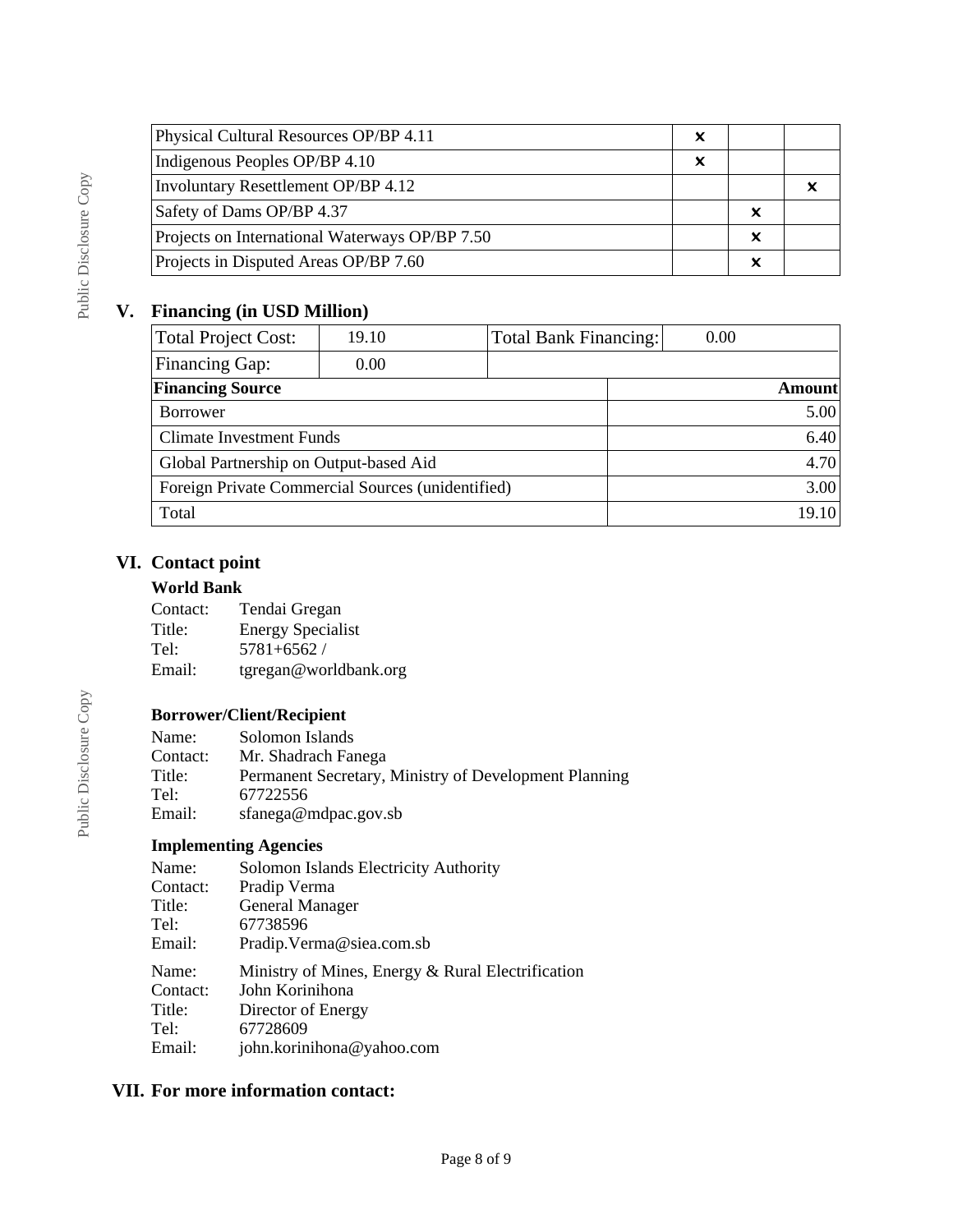| | | | |
|---|---|---|---|
| Physical Cultural Resources OP/BP 4.11 | x | | |
| Indigenous Peoples OP/BP 4.10 | x | | |
| Involuntary Resettlement OP/BP 4.12 | | | x |
| Safety of Dams OP/BP 4.37 | | x | |
| Projects on International Waterways OP/BP 7.50 | | x | |
| Projects in Disputed Areas OP/BP 7.60 | | x | |

## V. Financing (in USD Million)

| Total Project Cost: | 19.10 | Total Bank Financing: | 0.00 |
|---|---|---|---|
| Financing Gap: | 0.00 | | |

| Financing Source | Amount |
|---|---|
| Borrower | 5.00 |
| Climate Investment Funds | 6.40 |
| Global Partnership on Output-based Aid | 4.70 |
| Foreign Private Commercial Sources (unidentified) | 3.00 |
| Total | 19.10 |

## VI. Contact point

**World Bank**

Contact: Tendai Gregan
Title: Energy Specialist
Tel: 5781+6562 /
Email: tgregan@worldbank.org

**Borrower/Client/Recipient**

Name: Solomon Islands
Contact: Mr. Shadrach Fanega
Title: Permanent Secretary, Ministry of Development Planning
Tel: 67722556
Email: sfanega@mdpac.gov.sb

**Implementing Agencies**

Name: Solomon Islands Electricity Authority
Contact: Pradip Verma
Title: General Manager
Tel: 67738596
Email: Pradip.Verma@siea.com.sb

Name: Ministry of Mines, Energy & Rural Electrification
Contact: John Korinihona
Title: Director of Energy
Tel: 67728609
Email: john.korinihona@yahoo.com

## VII. For more information contact: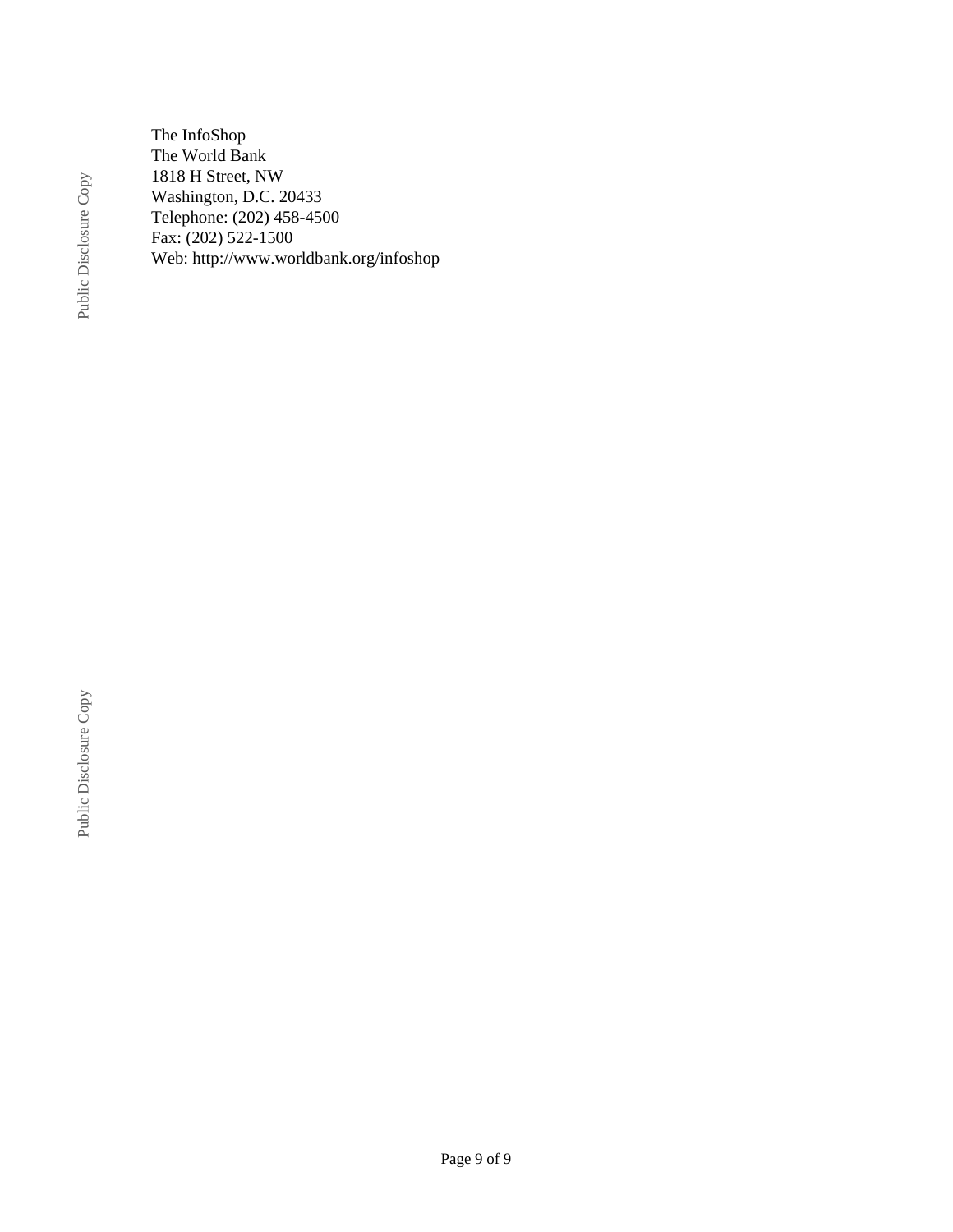The InfoShop
The World Bank
1818 H Street, NW
Washington, D.C. 20433
Telephone: (202) 458-4500
Fax: (202) 522-1500
Web: http://www.worldbank.org/infoshop